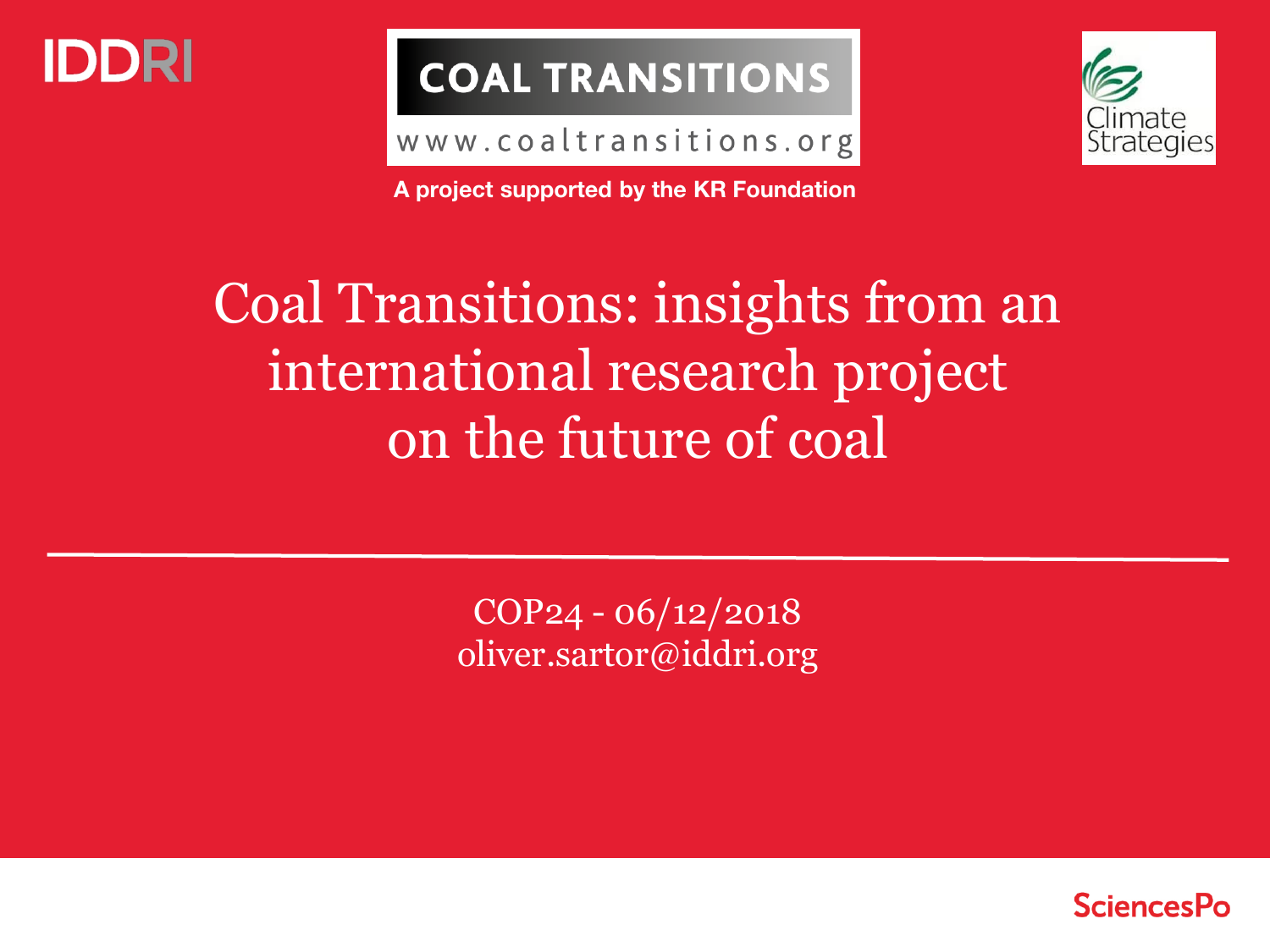IDDRI

COAL TRANSITIONS

www.coaltransitions.org

A project supported by the KR Foundation

Climate Strategies

# Coal Transitions: insights from an international research project on the future of coal

COP24 - 06/12/2018
oliver.sartor@iddri.org

SciencesPo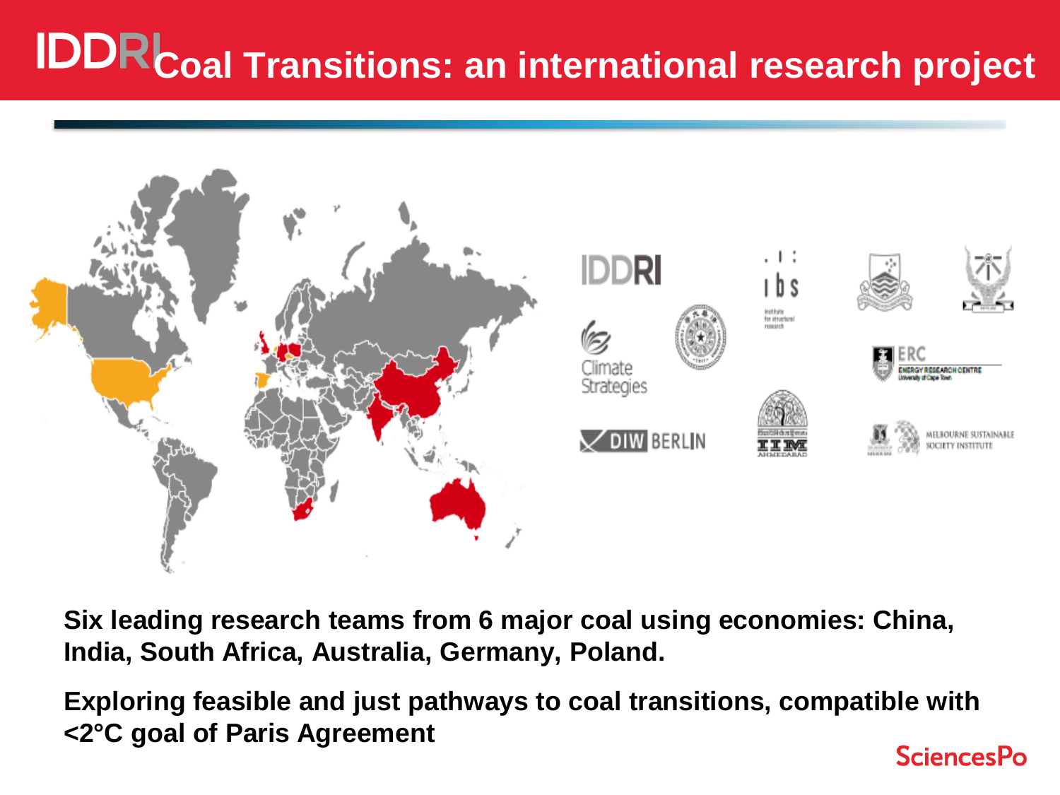# Coal Transitions: an international research project

**Six leading research teams from 6 major coal using economies: China, India, South Africa, Australia, Germany, Poland.**

**Exploring feasible and just pathways to coal transitions, compatible with <2°C goal of Paris Agreement**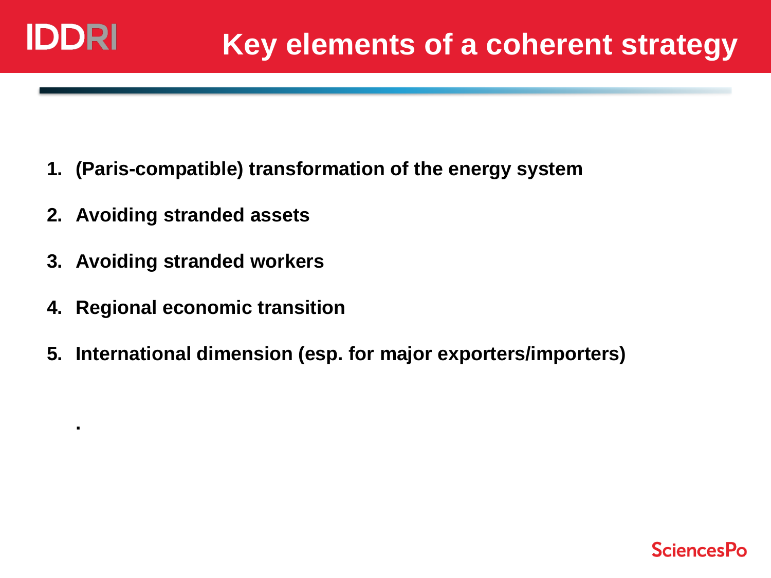# Key elements of a coherent strategy

1. **(Paris-compatible) transformation of the energy system**
2. **Avoiding stranded assets**
3. **Avoiding stranded workers**
4. **Regional economic transition**
5. **International dimension (esp. for major exporters/importers)**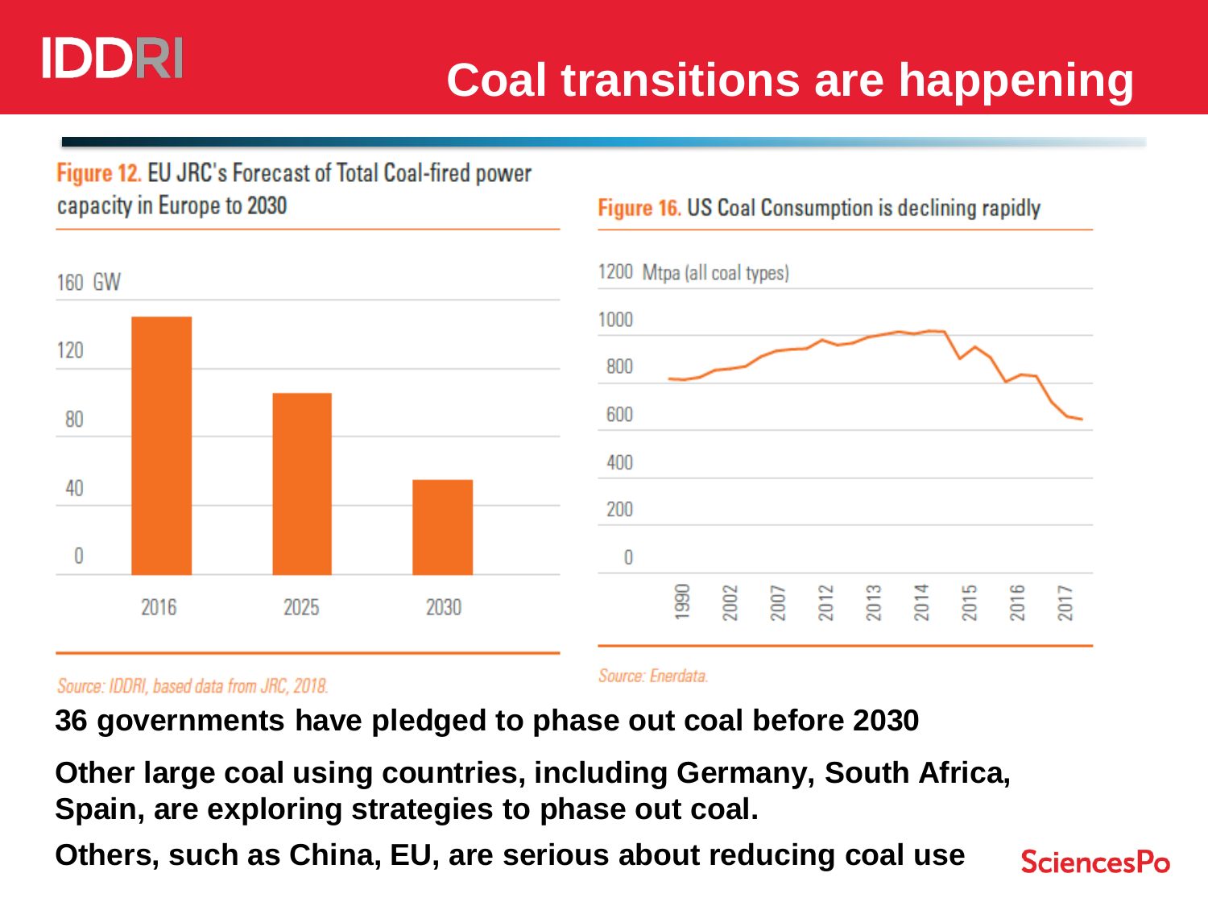# Coal transitions are happening

**Figure 12.** EU JRC's Forecast of Total Coal-fired power capacity in Europe to 2030

*Source: IDDRI, based data from JRC, 2018.*

**Figure 16.** US Coal Consumption is declining rapidly

*Source: Enerdata.*

**36 governments have pledged to phase out coal before 2030**

**Other large coal using countries, including Germany, South Africa, Spain, are exploring strategies to phase out coal.**

**Others, such as China, EU, are serious about reducing coal use**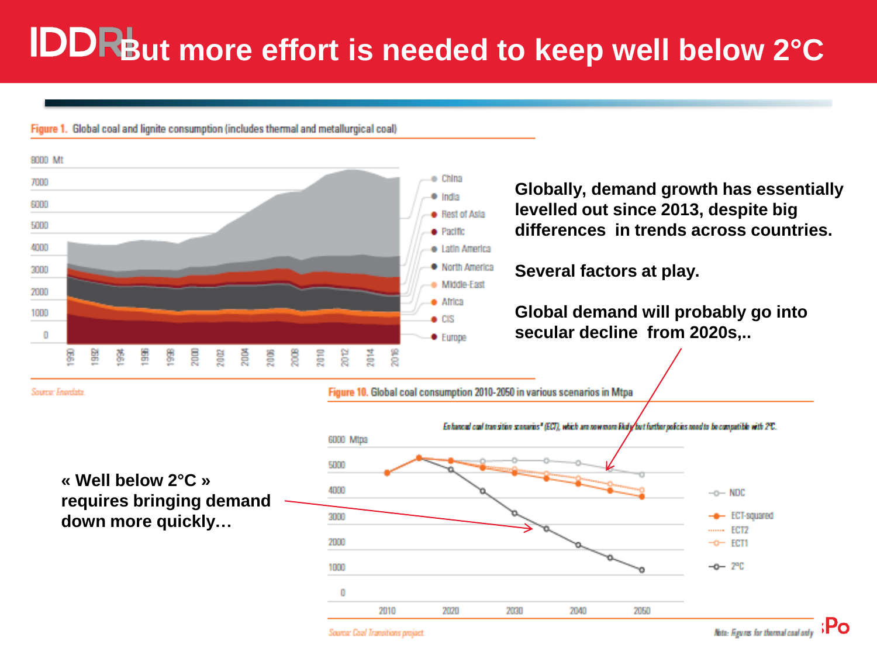# But more effort is needed to keep well below 2°C

Figure 1. Global coal and lignite consumption (includes thermal and metallurgical coal)

Source: Enerdata.

**Globally, demand growth has essentially levelled out since 2013, despite big differences in trends across countries.**

**Several factors at play.**

**Global demand will probably go into secular decline from 2020s,..**

Figure 10. Global coal consumption 2010-2050 in various scenarios in Mtpa

*Enhanced coal transition scenarios\* (ECT), which are now more likely but further policies need to be compatible with 2°C.*

**« Well below 2°C » requires bringing demand down more quickly…**

Source: Coal Transitions project

Note: Figures for thermal coal only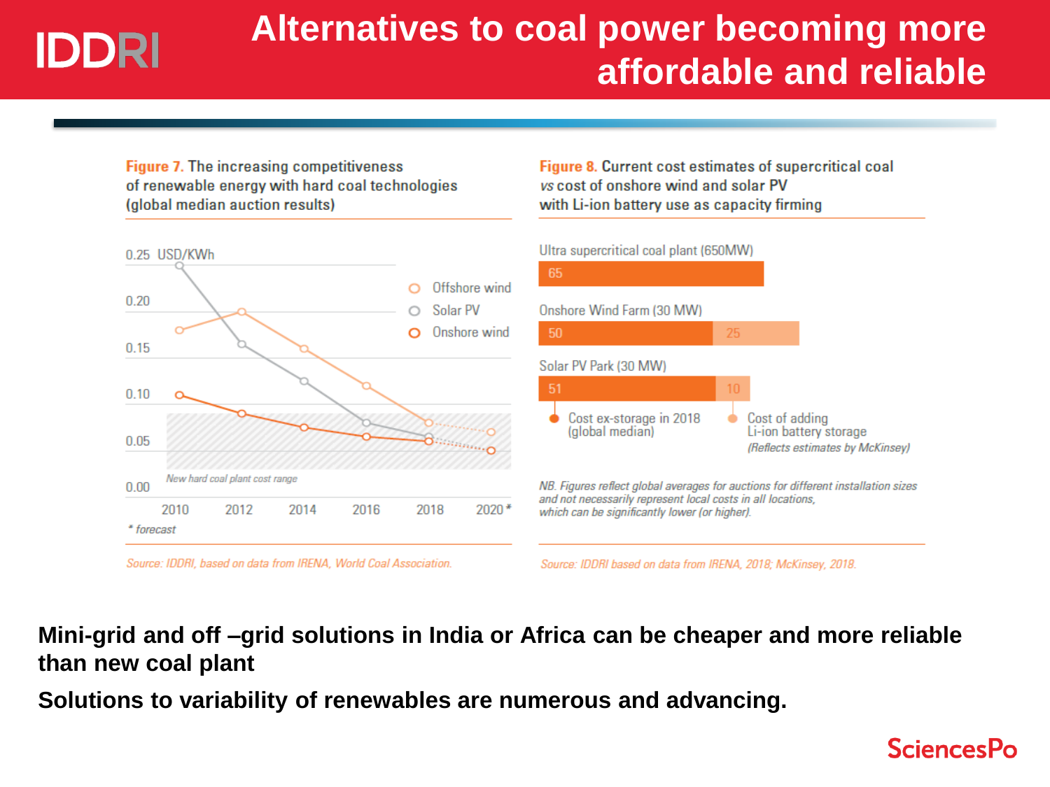# Alternatives to coal power becoming more affordable and reliable

**Figure 7.** The increasing competitiveness of renewable energy with hard coal technologies (global median auction results)

0.25 USD/KWh

- Offshore wind
- Solar PV
- Onshore wind

0.20

0.15

0.10

0.05

0.00

New hard coal plant cost range

2010 2012 2014 2016 2018 2020*

\* forecast

*Source: IDDRI, based on data from IRENA, World Coal Association.*

**Figure 8.** Current cost estimates of supercritical coal *vs* cost of onshore wind and solar PV with Li-ion battery use as capacity firming

| | Cost ex-storage in 2018 (global median) | Cost of adding Li-ion battery storage |
|---|---|---|
| Ultra supercritical coal plant (650MW) | 65 | |
| Onshore Wind Farm (30 MW) | 50 | 25 |
| Solar PV Park (30 MW) | 51 | 10 |

*(Reflects estimates by McKinsey)*

*NB. Figures reflect global averages for auctions for different installation sizes and not necessarily represent local costs in all locations, which can be significantly lower (or higher).*

*Source: IDDRI based on data from IRENA, 2018; McKinsey, 2018.*

**Mini-grid and off –grid solutions in India or Africa can be cheaper and more reliable than new coal plant**

**Solutions to variability of renewables are numerous and advancing.**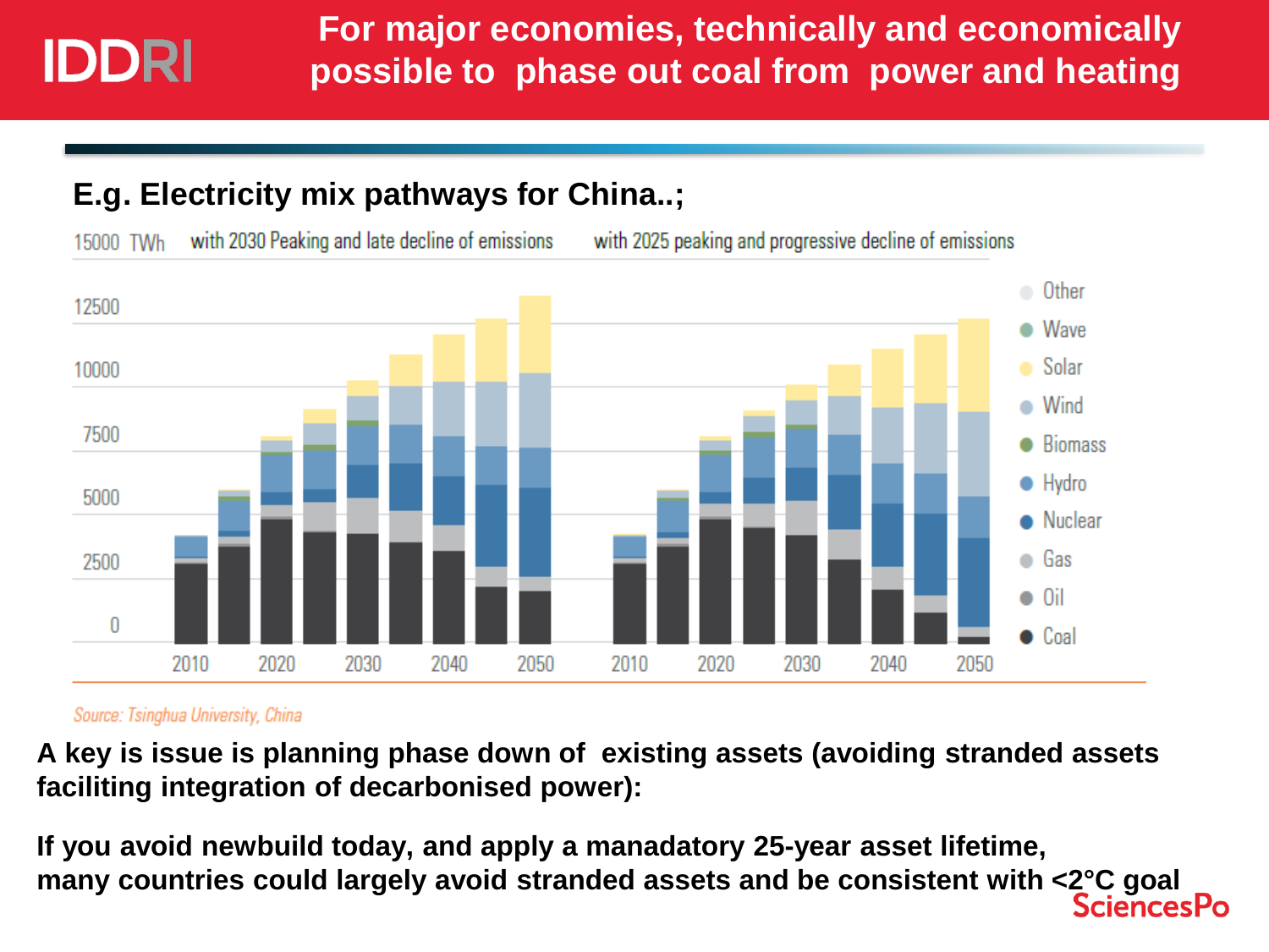# For major economies, technically and economically possible to phase out coal from power and heating

## E.g. Electricity mix pathways for China..;

15000 TWh — with 2030 Peaking and late decline of emissions — with 2025 peaking and progressive decline of emissions

Other, Wave, Solar, Wind, Biomass, Hydro, Nuclear, Gas, Oil, Coal

*Source: Tsinghua University, China*

**A key is issue is planning phase down of existing assets (avoiding stranded assets faciliting integration of decarbonised power):**

**If you avoid newbuild today, and apply a manadatory 25-year asset lifetime, many countries could largely avoid stranded assets and be consistent with <2°C goal**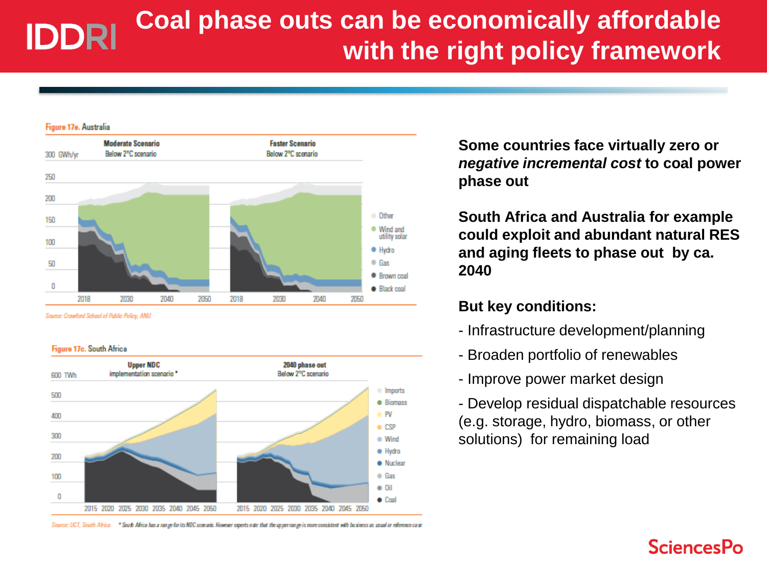# Coal phase outs can be economically affordable with the right policy framework

Figure 17e. Australia

Moderate Scenario — Below 2°C scenario

Faster Scenario — Below 2°C scenario

Source: Crawford School of Public Policy, ANU.

Figure 17c. South Africa

Upper NDC implementation scenario *

2040 phase out — Below 2°C scenario

Source: UCT, South Africa * South Africa has a range for its NDC scenario. However experts note that the upper range is more consistent with business as usual or reference case

**Some countries face virtually zero or *negative incremental cost* to coal power phase out**

**South Africa and Australia for example could exploit and abundant natural RES and aging fleets to phase out by ca. 2040**

**But key conditions:**

- Infrastructure development/planning
- Broaden portfolio of renewables
- Improve power market design
- Develop residual dispatchable resources (e.g. storage, hydro, biomass, or other solutions) for remaining load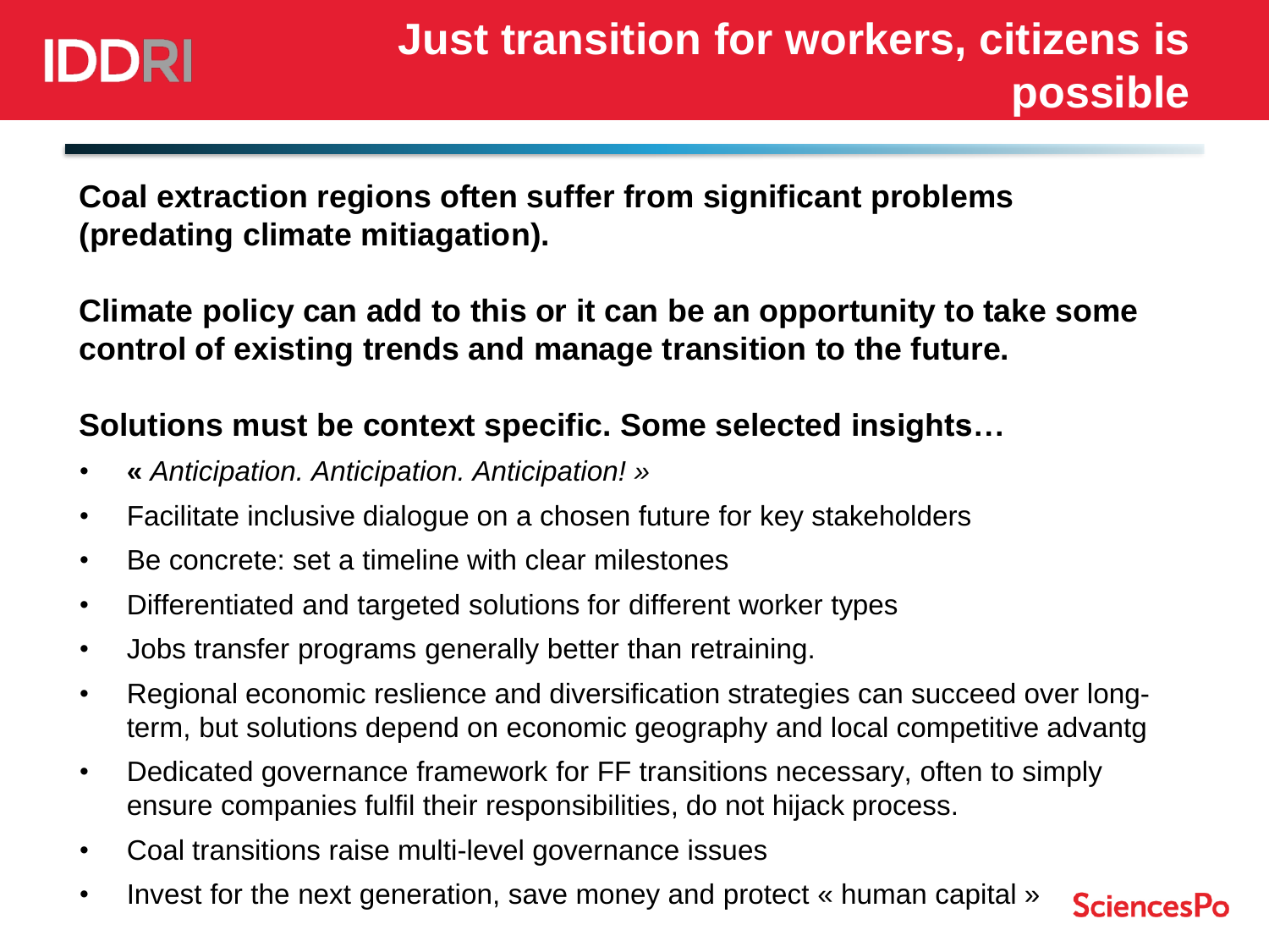# Just transition for workers, citizens is possible

**Coal extraction regions often suffer from significant problems (predating climate mitiagation).**

**Climate policy can add to this or it can be an opportunity to take some control of existing trends and manage transition to the future.**

**Solutions must be context specific. Some selected insights…**

- **«** *Anticipation. Anticipation. Anticipation! »*
- Facilitate inclusive dialogue on a chosen future for key stakeholders
- Be concrete: set a timeline with clear milestones
- Differentiated and targeted solutions for different worker types
- Jobs transfer programs generally better than retraining.
- Regional economic reslience and diversification strategies can succeed over long-term, but solutions depend on economic geography and local competitive advantg
- Dedicated governance framework for FF transitions necessary, often to simply ensure companies fulfil their responsibilities, do not hijack process.
- Coal transitions raise multi-level governance issues
- Invest for the next generation, save money and protect « human capital »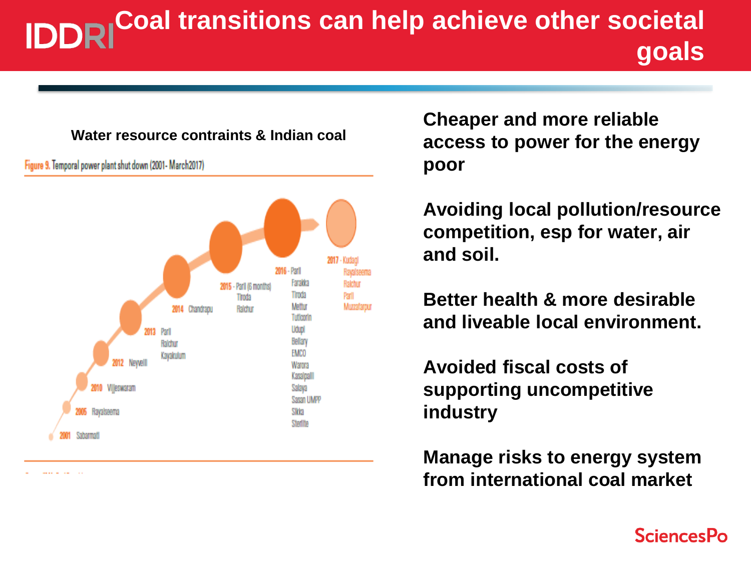# Coal transitions can help achieve other societal goals

**Water resource contraints & Indian coal**

Figure 9. Temporal power plant shut down (2001- March2017)

2001 Sabarmati

2005 Rayalseema

2010 Vijeswaram

2012 Neyveli

2013 Parli, Raichur, Kayakulum

2014 Chandrapu

2015 - Parli (6 months), Tiroda, Raichur

2016 - Parli, Farakka, Tiroda, Mettur, Tuticorin, Udupi, Bellary, EMCO, Warora, Kasaipalli, Salaya, Sasan UMPP, Sikka, Sterlite

2017 - Kudagi, Rayalseema, Raichur, Parli, Muzzafarpur

**Cheaper and more reliable access to power for the energy poor**

**Avoiding local pollution/resource competition, esp for water, air and soil.**

**Better health & more desirable and liveable local environment.**

**Avoided fiscal costs of supporting uncompetitive industry**

**Manage risks to energy system from international coal market**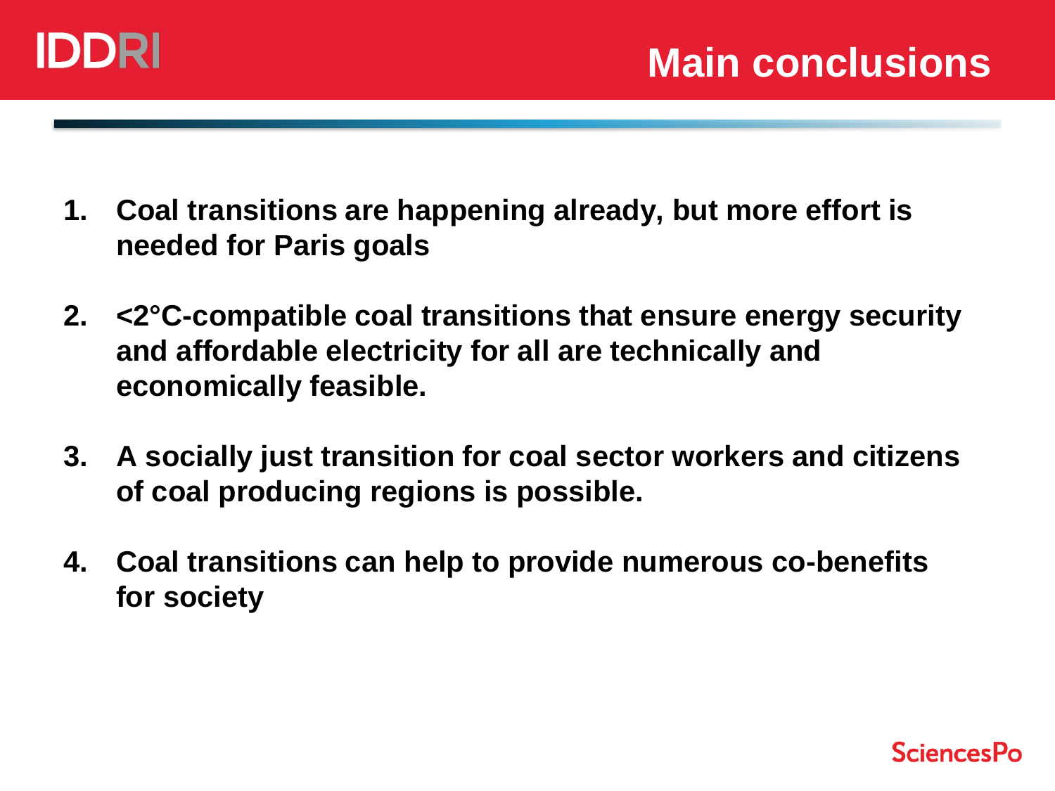# Main conclusions

1. **Coal transitions are happening already, but more effort is needed for Paris goals**
2. **<2°C-compatible coal transitions that ensure energy security and affordable electricity for all are technically and economically feasible.**
3. **A socially just transition for coal sector workers and citizens of coal producing regions is possible.**
4. **Coal transitions can help to provide numerous co-benefits for society**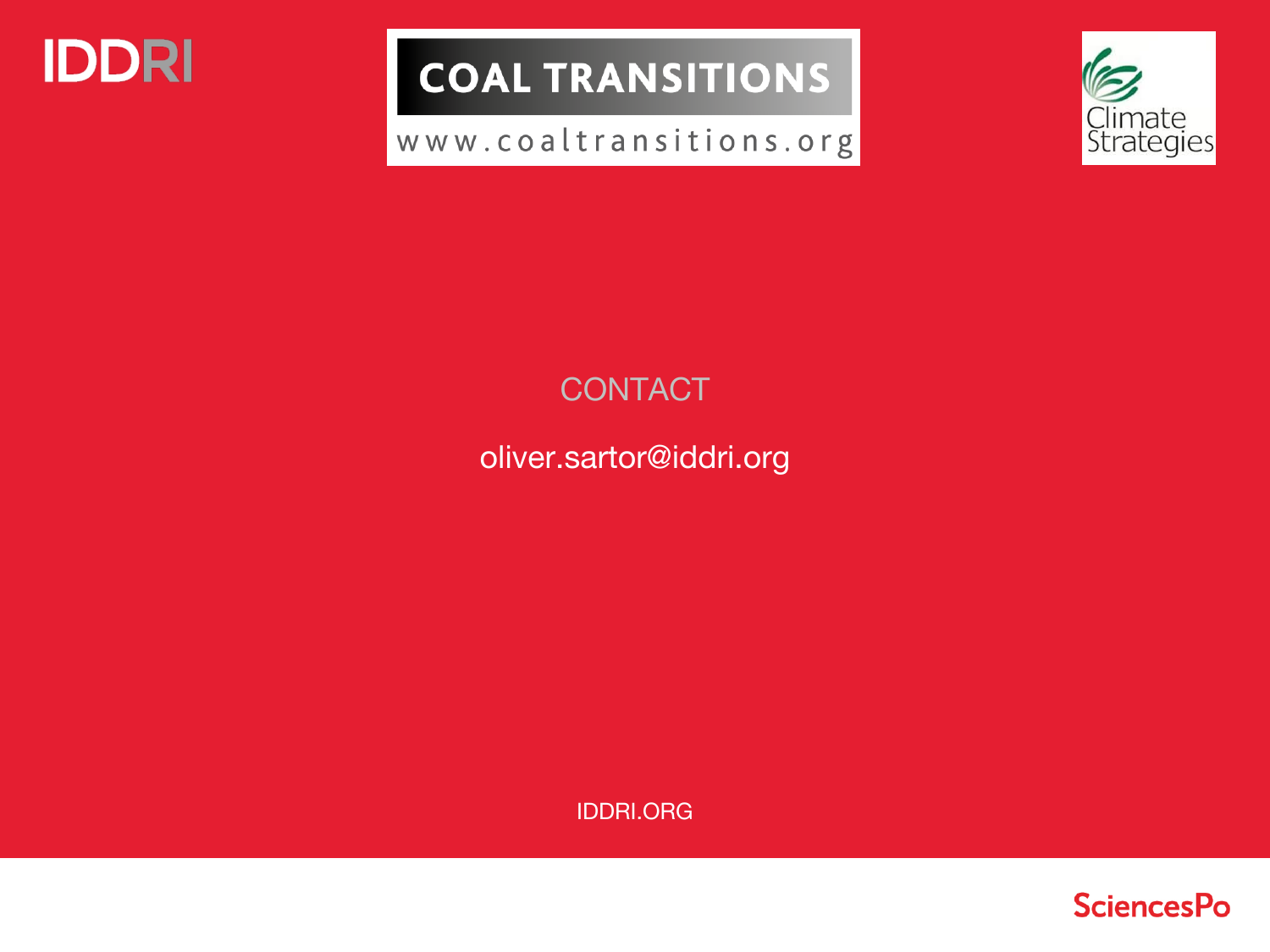IDDRI

COAL TRANSITIONS

www.coaltransitions.org

Climate Strategies

CONTACT

oliver.sartor@iddri.org

IDDRI.ORG

SciencesPo